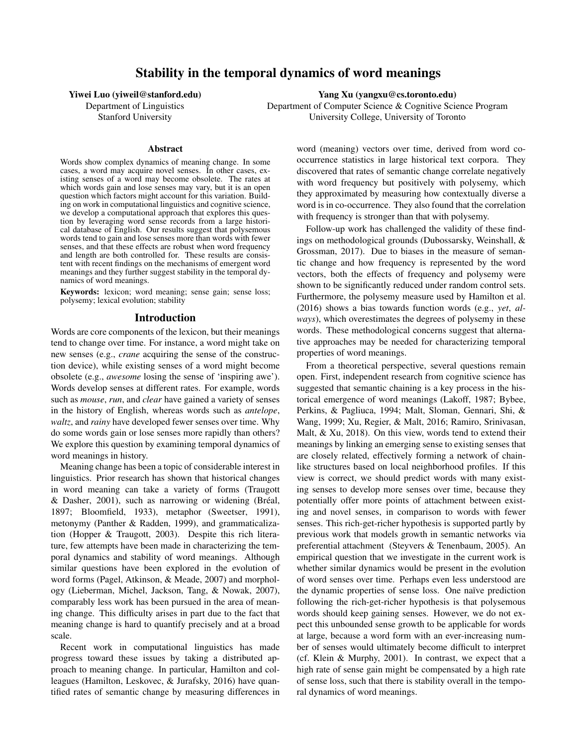# Stability in the temporal dynamics of word meanings

**Yiwei Luo (yiweil@stanford.edu)**
Department of Linguistics
Stanford University

**Yang Xu (yangxu@cs.toronto.edu)**
Department of Computer Science & Cognitive Science Program
University College, University of Toronto

## Abstract

Words show complex dynamics of meaning change. In some cases, a word may acquire novel senses. In other cases, existing senses of a word may become obsolete. The rates at which words gain and lose senses may vary, but it is an open question which factors might account for this variation. Building on work in computational linguistics and cognitive science, we develop a computational approach that explores this question by leveraging word sense records from a large historical database of English. Our results suggest that polysemous words tend to gain and lose senses more than words with fewer senses, and that these effects are robust when word frequency and length are both controlled for. These results are consistent with recent findings on the mechanisms of emergent word meanings and they further suggest stability in the temporal dynamics of word meanings.

**Keywords:** lexicon; word meaning; sense gain; sense loss; polysemy; lexical evolution; stability

## Introduction

Words are core components of the lexicon, but their meanings tend to change over time. For instance, a word might take on new senses (e.g., *crane* acquiring the sense of the construction device), while existing senses of a word might become obsolete (e.g., *awesome* losing the sense of 'inspiring awe'). Words develop senses at different rates. For example, words such as *mouse*, *run*, and *clear* have gained a variety of senses in the history of English, whereas words such as *antelope*, *waltz*, and *rainy* have developed fewer senses over time. Why do some words gain or lose senses more rapidly than others? We explore this question by examining temporal dynamics of word meanings in history.

Meaning change has been a topic of considerable interest in linguistics. Prior research has shown that historical changes in word meaning can take a variety of forms (Traugott & Dasher, 2001), such as narrowing or widening (Bréal, 1897; Bloomfield, 1933), metaphor (Sweetser, 1991), metonymy (Panther & Radden, 1999), and grammaticalization (Hopper & Traugott, 2003). Despite this rich literature, few attempts have been made in characterizing the temporal dynamics and stability of word meanings. Although similar questions have been explored in the evolution of word forms (Pagel, Atkinson, & Meade, 2007) and morphology (Lieberman, Michel, Jackson, Tang, & Nowak, 2007), comparably less work has been pursued in the area of meaning change. This difficulty arises in part due to the fact that meaning change is hard to quantify precisely and at a broad scale.

Recent work in computational linguistics has made progress toward these issues by taking a distributed approach to meaning change. In particular, Hamilton and colleagues (Hamilton, Leskovec, & Jurafsky, 2016) have quantified rates of semantic change by measuring differences in word (meaning) vectors over time, derived from word co-occurrence statistics in large historical text corpora. They discovered that rates of semantic change correlate negatively with word frequency but positively with polysemy, which they approximated by measuring how contextually diverse a word is in co-occurrence. They also found that the correlation with frequency is stronger than that with polysemy.

Follow-up work has challenged the validity of these findings on methodological grounds (Dubossarsky, Weinshall, & Grossman, 2017). Due to biases in the measure of semantic change and how frequency is represented by the word vectors, both the effects of frequency and polysemy were shown to be significantly reduced under random control sets. Furthermore, the polysemy measure used by Hamilton et al. (2016) shows a bias towards function words (e.g., *yet*, *always*), which overestimates the degrees of polysemy in these words. These methodological concerns suggest that alternative approaches may be needed for characterizing temporal properties of word meanings.

From a theoretical perspective, several questions remain open. First, independent research from cognitive science has suggested that semantic chaining is a key process in the historical emergence of word meanings (Lakoff, 1987; Bybee, Perkins, & Pagliuca, 1994; Malt, Sloman, Gennari, Shi, & Wang, 1999; Xu, Regier, & Malt, 2016; Ramiro, Srinivasan, Malt, & Xu, 2018). On this view, words tend to extend their meanings by linking an emerging sense to existing senses that are closely related, effectively forming a network of chain-like structures based on local neighborhood profiles. If this view is correct, we should predict words with many existing senses to develop more senses over time, because they potentially offer more points of attachment between existing and novel senses, in comparison to words with fewer senses. This rich-get-richer hypothesis is supported partly by previous work that models growth in semantic networks via preferential attachment (Steyvers & Tenenbaum, 2005). An empirical question that we investigate in the current work is whether similar dynamics would be present in the evolution of word senses over time. Perhaps even less understood are the dynamic properties of sense loss. One naïve prediction following the rich-get-richer hypothesis is that polysemous words should keep gaining senses. However, we do not expect this unbounded sense growth to be applicable for words at large, because a word form with an ever-increasing number of senses would ultimately become difficult to interpret (cf. Klein & Murphy, 2001). In contrast, we expect that a high rate of sense gain might be compensated by a high rate of sense loss, such that there is stability overall in the temporal dynamics of word meanings.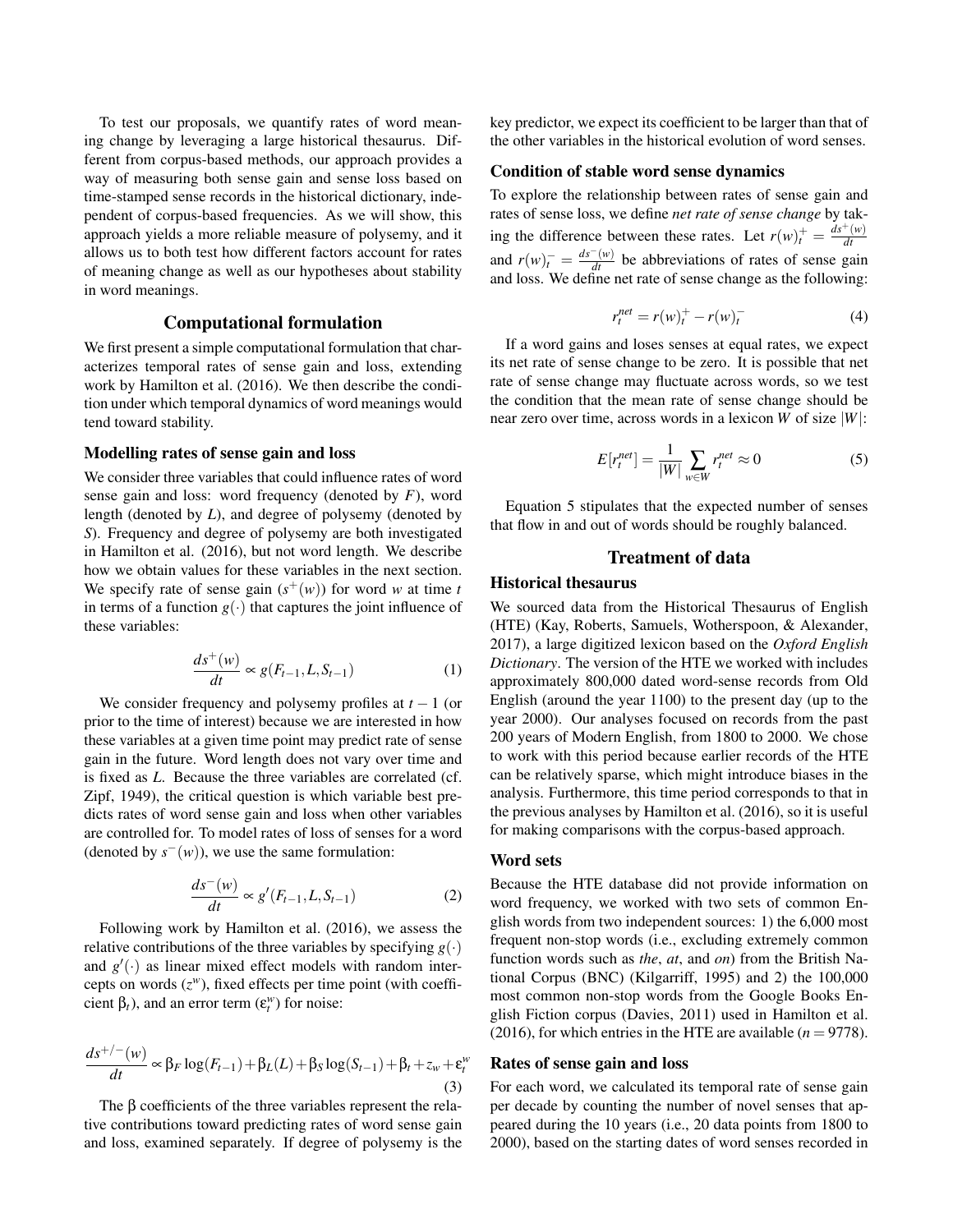To test our proposals, we quantify rates of word meaning change by leveraging a large historical thesaurus. Different from corpus-based methods, our approach provides a way of measuring both sense gain and sense loss based on time-stamped sense records in the historical dictionary, independent of corpus-based frequencies. As we will show, this approach yields a more reliable measure of polysemy, and it allows us to both test how different factors account for rates of meaning change as well as our hypotheses about stability in word meanings.

## Computational formulation

We first present a simple computational formulation that characterizes temporal rates of sense gain and loss, extending work by Hamilton et al. (2016). We then describe the condition under which temporal dynamics of word meanings would tend toward stability.

### Modelling rates of sense gain and loss

We consider three variables that could influence rates of word sense gain and loss: word frequency (denoted by $F$), word length (denoted by $L$), and degree of polysemy (denoted by $S$). Frequency and degree of polysemy are both investigated in Hamilton et al. (2016), but not word length. We describe how we obtain values for these variables in the next section. We specify rate of sense gain ($s^+(w)$) for word $w$ at time $t$ in terms of a function $g(\cdot)$ that captures the joint influence of these variables:

$$\frac{ds^+(w)}{dt} \propto g(F_{t-1}, L, S_{t-1}) \tag{1}$$

We consider frequency and polysemy profiles at $t-1$ (or prior to the time of interest) because we are interested in how these variables at a given time point may predict rate of sense gain in the future. Word length does not vary over time and is fixed as $L$. Because the three variables are correlated (cf. Zipf, 1949), the critical question is which variable best predicts rates of word sense gain and loss when other variables are controlled for. To model rates of loss of senses for a word (denoted by $s^-(w)$), we use the same formulation:

$$\frac{ds^-(w)}{dt} \propto g'(F_{t-1}, L, S_{t-1}) \tag{2}$$

Following work by Hamilton et al. (2016), we assess the relative contributions of the three variables by specifying $g(\cdot)$ and $g'(\cdot)$ as linear mixed effect models with random intercepts on words ($z^w$), fixed effects per time point (with coefficient $\beta_t$), and an error term ($\varepsilon_t^w$) for noise:

$$\frac{ds^{+/-}(w)}{dt} \propto \beta_F \log(F_{t-1}) + \beta_L(L) + \beta_S \log(S_{t-1}) + \beta_t + z_w + \varepsilon_t^w \tag{3}$$

The $\beta$ coefficients of the three variables represent the relative contributions toward predicting rates of word sense gain and loss, examined separately. If degree of polysemy is the key predictor, we expect its coefficient to be larger than that of the other variables in the historical evolution of word senses.

### Condition of stable word sense dynamics

To explore the relationship between rates of sense gain and rates of sense loss, we define *net rate of sense change* by taking the difference between these rates. Let $r(w)_t^+ = \frac{ds^+(w)}{dt}$ and $r(w)_t^- = \frac{ds^-(w)}{dt}$ be abbreviations of rates of sense gain and loss. We define net rate of sense change as the following:

$$r_t^{net} = r(w)_t^+ - r(w)_t^- \tag{4}$$

If a word gains and loses senses at equal rates, we expect its net rate of sense change to be zero. It is possible that net rate of sense change may fluctuate across words, so we test the condition that the mean rate of sense change should be near zero over time, across words in a lexicon $W$ of size $|W|$:

$$E[r_t^{net}] = \frac{1}{|W|} \sum_{w \in W} r_t^{net} \approx 0 \tag{5}$$

Equation 5 stipulates that the expected number of senses that flow in and out of words should be roughly balanced.

## Treatment of data

### Historical thesaurus

We sourced data from the Historical Thesaurus of English (HTE) (Kay, Roberts, Samuels, Wotherspoon, & Alexander, 2017), a large digitized lexicon based on the *Oxford English Dictionary*. The version of the HTE we worked with includes approximately 800,000 dated word-sense records from Old English (around the year 1100) to the present day (up to the year 2000). Our analyses focused on records from the past 200 years of Modern English, from 1800 to 2000. We chose to work with this period because earlier records of the HTE can be relatively sparse, which might introduce biases in the analysis. Furthermore, this time period corresponds to that in the previous analyses by Hamilton et al. (2016), so it is useful for making comparisons with the corpus-based approach.

### Word sets

Because the HTE database did not provide information on word frequency, we worked with two sets of common English words from two independent sources: 1) the 6,000 most frequent non-stop words (i.e., excluding extremely common function words such as *the*, *at*, and *on*) from the British National Corpus (BNC) (Kilgarriff, 1995) and 2) the 100,000 most common non-stop words from the Google Books English Fiction corpus (Davies, 2011) used in Hamilton et al. (2016), for which entries in the HTE are available ($n = 9778$).

### Rates of sense gain and loss

For each word, we calculated its temporal rate of sense gain per decade by counting the number of novel senses that appeared during the 10 years (i.e., 20 data points from 1800 to 2000), based on the starting dates of word senses recorded in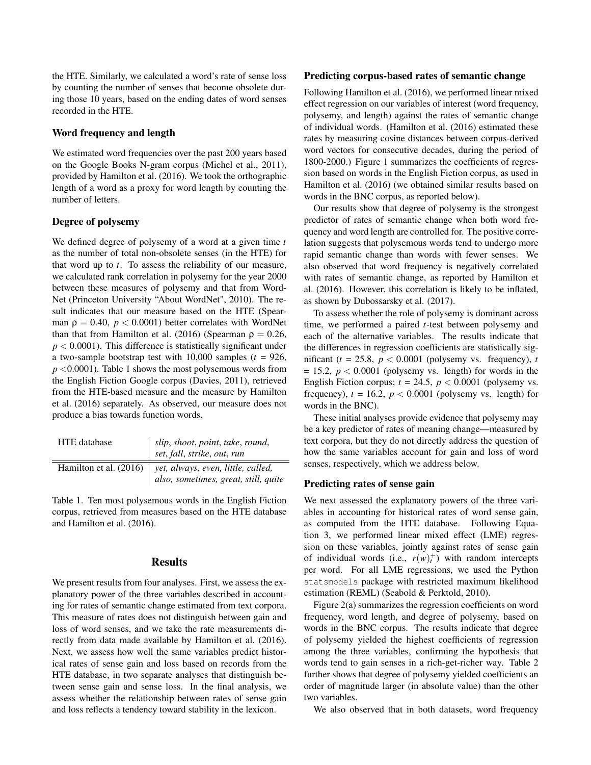the HTE. Similarly, we calculated a word's rate of sense loss by counting the number of senses that become obsolete during those 10 years, based on the ending dates of word senses recorded in the HTE.

### Word frequency and length

We estimated word frequencies over the past 200 years based on the Google Books N-gram corpus (Michel et al., 2011), provided by Hamilton et al. (2016). We took the orthographic length of a word as a proxy for word length by counting the number of letters.

### Degree of polysemy

We defined degree of polysemy of a word at a given time $t$ as the number of total non-obsolete senses (in the HTE) for that word up to $t$. To assess the reliability of our measure, we calculated rank correlation in polysemy for the year 2000 between these measures of polysemy and that from WordNet (Princeton University "About WordNet", 2010). The result indicates that our measure based on the HTE (Spearman $\rho = 0.40$, $p < 0.0001$) better correlates with WordNet than that from Hamilton et al. (2016) (Spearman $\rho = 0.26$, $p < 0.0001$). This difference is statistically significant under a two-sample bootstrap test with 10,000 samples ($t$ = 926, $p$ <0.0001). Table 1 shows the most polysemous words from the English Fiction Google corpus (Davies, 2011), retrieved from the HTE-based measure and the measure by Hamilton et al. (2016) separately. As observed, our measure does not produce a bias towards function words.

| | |
|---|---|
| HTE database | *slip*, *shoot*, *point*, *take*, *round*, *set*, *fall*, *strike*, *out*, *run* |
| Hamilton et al. (2016) | *yet, always, even, little, called, also, sometimes, great, still, quite* |

Table 1. Ten most polysemous words in the English Fiction corpus, retrieved from measures based on the HTE database and Hamilton et al. (2016).

## Results

We present results from four analyses. First, we assess the explanatory power of the three variables described in accounting for rates of semantic change estimated from text corpora. This measure of rates does not distinguish between gain and loss of word senses, and we take the rate measurements directly from data made available by Hamilton et al. (2016). Next, we assess how well the same variables predict historical rates of sense gain and loss based on records from the HTE database, in two separate analyses that distinguish between sense gain and sense loss. In the final analysis, we assess whether the relationship between rates of sense gain and loss reflects a tendency toward stability in the lexicon.

### Predicting corpus-based rates of semantic change

Following Hamilton et al. (2016), we performed linear mixed effect regression on our variables of interest (word frequency, polysemy, and length) against the rates of semantic change of individual words. (Hamilton et al. (2016) estimated these rates by measuring cosine distances between corpus-derived word vectors for consecutive decades, during the period of 1800-2000.) Figure 1 summarizes the coefficients of regression based on words in the English Fiction corpus, as used in Hamilton et al. (2016) (we obtained similar results based on words in the BNC corpus, as reported below).

Our results show that degree of polysemy is the strongest predictor of rates of semantic change when both word frequency and word length are controlled for. The positive correlation suggests that polysemous words tend to undergo more rapid semantic change than words with fewer senses. We also observed that word frequency is negatively correlated with rates of semantic change, as reported by Hamilton et al. (2016). However, this correlation is likely to be inflated, as shown by Dubossarsky et al. (2017).

To assess whether the role of polysemy is dominant across time, we performed a paired $t$-test between polysemy and each of the alternative variables. The results indicate that the differences in regression coefficients are statistically significant ($t$ = 25.8, $p < 0.0001$ (polysemy vs. frequency), $t$ = 15.2, $p < 0.0001$ (polysemy vs. length) for words in the English Fiction corpus; $t$ = 24.5, $p < 0.0001$ (polysemy vs. frequency), $t$ = 16.2, $p < 0.0001$ (polysemy vs. length) for words in the BNC).

These initial analyses provide evidence that polysemy may be a key predictor of rates of meaning change—measured by text corpora, but they do not directly address the question of how the same variables account for gain and loss of word senses, respectively, which we address below.

### Predicting rates of sense gain

We next assessed the explanatory powers of the three variables in accounting for historical rates of word sense gain, as computed from the HTE database. Following Equation 3, we performed linear mixed effect (LME) regression on these variables, jointly against rates of sense gain of individual words (i.e., $r(w)_t^+$) with random intercepts per word. For all LME regressions, we used the Python `statsmodels` package with restricted maximum likelihood estimation (REML) (Seabold & Perktold, 2010).

Figure 2(a) summarizes the regression coefficients on word frequency, word length, and degree of polysemy, based on words in the BNC corpus. The results indicate that degree of polysemy yielded the highest coefficients of regression among the three variables, confirming the hypothesis that words tend to gain senses in a rich-get-richer way. Table 2 further shows that degree of polysemy yielded coefficients an order of magnitude larger (in absolute value) than the other two variables.

We also observed that in both datasets, word frequency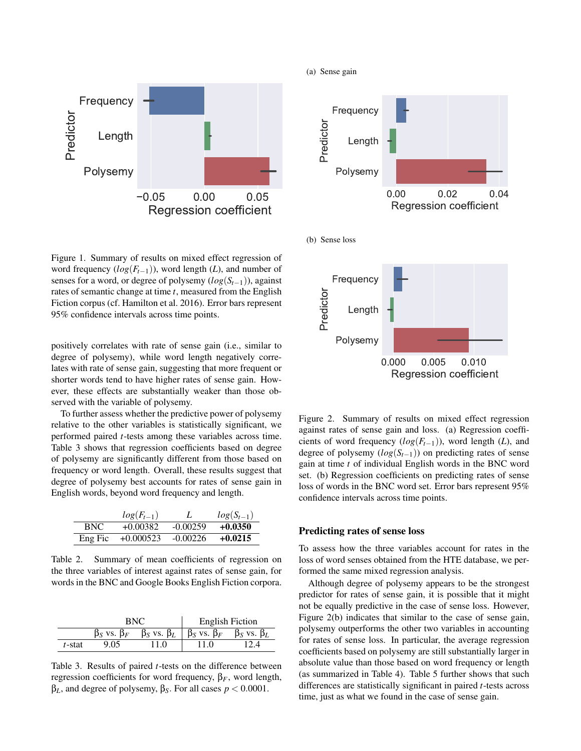Figure 1. Summary of results on mixed effect regression of word frequency ($log(F_{t-1})$), word length ($L$), and number of senses for a word, or degree of polysemy ($log(S_{t-1})$), against rates of semantic change at time $t$, measured from the English Fiction corpus (cf. Hamilton et al. 2016). Error bars represent 95% confidence intervals across time points.

positively correlates with rate of sense gain (i.e., similar to degree of polysemy), while word length negatively correlates with rate of sense gain, suggesting that more frequent or shorter words tend to have higher rates of sense gain. However, these effects are substantially weaker than those observed with the variable of polysemy.

To further assess whether the predictive power of polysemy relative to the other variables is statistically significant, we performed paired $t$-tests among these variables across time. Table 3 shows that regression coefficients based on degree of polysemy are significantly different from those based on frequency or word length. Overall, these results suggest that degree of polysemy best accounts for rates of sense gain in English words, beyond word frequency and length.

| | $log(F_{t-1})$ | $L$ | $log(S_{t-1})$ |
|---|---|---|---|
| BNC | +0.00382 | -0.00259 | **+0.0350** |
| Eng Fic | +0.000523 | -0.00226 | **+0.0215** |

Table 2. Summary of mean coefficients of regression on the three variables of interest against rates of sense gain, for words in the BNC and Google Books English Fiction corpora.

| | BNC | | English Fiction | |
|---|---|---|---|---|
| | $\beta_S$ vs. $\beta_F$ | $\beta_S$ vs. $\beta_L$ | $\beta_S$ vs. $\beta_F$ | $\beta_S$ vs. $\beta_L$ |
| $t$-stat | 9.05 | 11.0 | 11.0 | 12.4 |

Table 3. Results of paired $t$-tests on the difference between regression coefficients for word frequency, $\beta_F$, word length, $\beta_L$, and degree of polysemy, $\beta_S$. For all cases $p < 0.0001$.

Figure 2. Summary of results on mixed effect regression against rates of sense gain and loss. (a) Regression coefficients of word frequency ($log(F_{t-1})$), word length ($L$), and degree of polysemy ($log(S_{t-1})$) on predicting rates of sense gain at time $t$ of individual English words in the BNC word set. (b) Regression coefficients on predicting rates of sense loss of words in the BNC word set. Error bars represent 95% confidence intervals across time points.

### Predicting rates of sense loss

To assess how the three variables account for rates in the loss of word senses obtained from the HTE database, we performed the same mixed regression analysis.

Although degree of polysemy appears to be the strongest predictor for rates of sense gain, it is possible that it might not be equally predictive in the case of sense loss. However, Figure 2(b) indicates that similar to the case of sense gain, polysemy outperforms the other two variables in accounting for rates of sense loss. In particular, the average regression coefficients based on polysemy are still substantially larger in absolute value than those based on word frequency or length (as summarized in Table 4). Table 5 further shows that such differences are statistically significant in paired $t$-tests across time, just as what we found in the case of sense gain.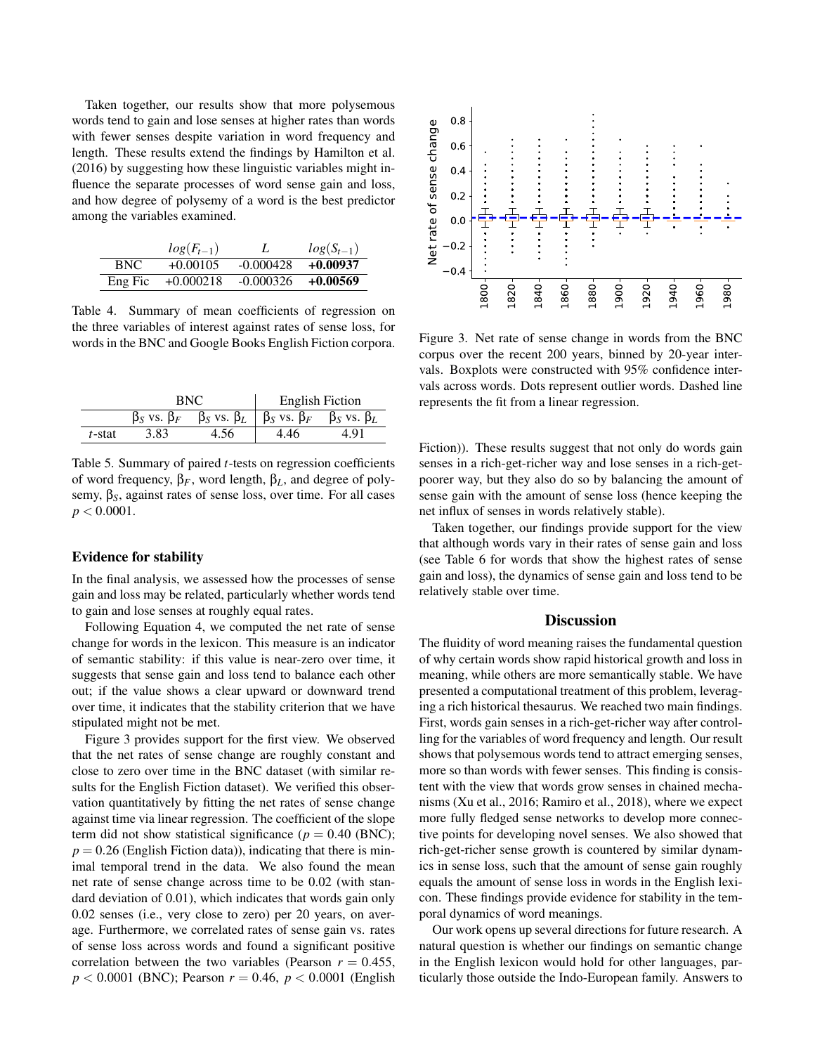Taken together, our results show that more polysemous words tend to gain and lose senses at higher rates than words with fewer senses despite variation in word frequency and length. These results extend the findings by Hamilton et al. (2016) by suggesting how these linguistic variables might influence the separate processes of word sense gain and loss, and how degree of polysemy of a word is the best predictor among the variables examined.

| | $log(F_{t-1})$ | $L$ | $log(S_{t-1})$ |
|---|---|---|---|
| BNC | +0.00105 | -0.000428 | **+0.00937** |
| Eng Fic | +0.000218 | -0.000326 | **+0.00569** |

Table 4. Summary of mean coefficients of regression on the three variables of interest against rates of sense loss, for words in the BNC and Google Books English Fiction corpora.

| | BNC | | English Fiction | |
|---|---|---|---|---|
| | $\beta_S$ vs. $\beta_F$ | $\beta_S$ vs. $\beta_L$ | $\beta_S$ vs. $\beta_F$ | $\beta_S$ vs. $\beta_L$ |
| $t$-stat | 3.83 | 4.56 | 4.46 | 4.91 |

Table 5. Summary of paired $t$-tests on regression coefficients of word frequency, $\beta_F$, word length, $\beta_L$, and degree of polysemy, $\beta_S$, against rates of sense loss, over time. For all cases $p < 0.0001$.

### Evidence for stability

In the final analysis, we assessed how the processes of sense gain and loss may be related, particularly whether words tend to gain and lose senses at roughly equal rates.

Following Equation 4, we computed the net rate of sense change for words in the lexicon. This measure is an indicator of semantic stability: if this value is near-zero over time, it suggests that sense gain and loss tend to balance each other out; if the value shows a clear upward or downward trend over time, it indicates that the stability criterion that we have stipulated might not be met.

Figure 3 provides support for the first view. We observed that the net rates of sense change are roughly constant and close to zero over time in the BNC dataset (with similar results for the English Fiction dataset). We verified this observation quantitatively by fitting the net rates of sense change against time via linear regression. The coefficient of the slope term did not show statistical significance ($p = 0.40$ (BNC); $p = 0.26$ (English Fiction data)), indicating that there is minimal temporal trend in the data. We also found the mean net rate of sense change across time to be 0.02 (with standard deviation of 0.01), which indicates that words gain only 0.02 senses (i.e., very close to zero) per 20 years, on average. Furthermore, we correlated rates of sense gain vs. rates of sense loss across words and found a significant positive correlation between the two variables (Pearson $r = 0.455$, $p < 0.0001$ (BNC); Pearson $r = 0.46$, $p < 0.0001$ (English Fiction)). These results suggest that not only do words gain senses in a rich-get-richer way and lose senses in a rich-get-poorer way, but they also do so by balancing the amount of sense gain with the amount of sense loss (hence keeping the net influx of senses in words relatively stable).

Figure 3. Net rate of sense change in words from the BNC corpus over the recent 200 years, binned by 20-year intervals. Boxplots were constructed with 95% confidence intervals across words. Dots represent outlier words. Dashed line represents the fit from a linear regression.

Taken together, our findings provide support for the view that although words vary in their rates of sense gain and loss (see Table 6 for words that show the highest rates of sense gain and loss), the dynamics of sense gain and loss tend to be relatively stable over time.

## Discussion

The fluidity of word meaning raises the fundamental question of why certain words show rapid historical growth and loss in meaning, while others are more semantically stable. We have presented a computational treatment of this problem, leveraging a rich historical thesaurus. We reached two main findings. First, words gain senses in a rich-get-richer way after controlling for the variables of word frequency and length. Our result shows that polysemous words tend to attract emerging senses, more so than words with fewer senses. This finding is consistent with the view that words grow senses in chained mechanisms (Xu et al., 2016; Ramiro et al., 2018), where we expect more fully fledged sense networks to develop more connective points for developing novel senses. We also showed that rich-get-richer sense growth is countered by similar dynamics in sense loss, such that the amount of sense gain roughly equals the amount of sense loss in words in the English lexicon. These findings provide evidence for stability in the temporal dynamics of word meanings.

Our work opens up several directions for future research. A natural question is whether our findings on semantic change in the English lexicon would hold for other languages, particularly those outside the Indo-European family. Answers to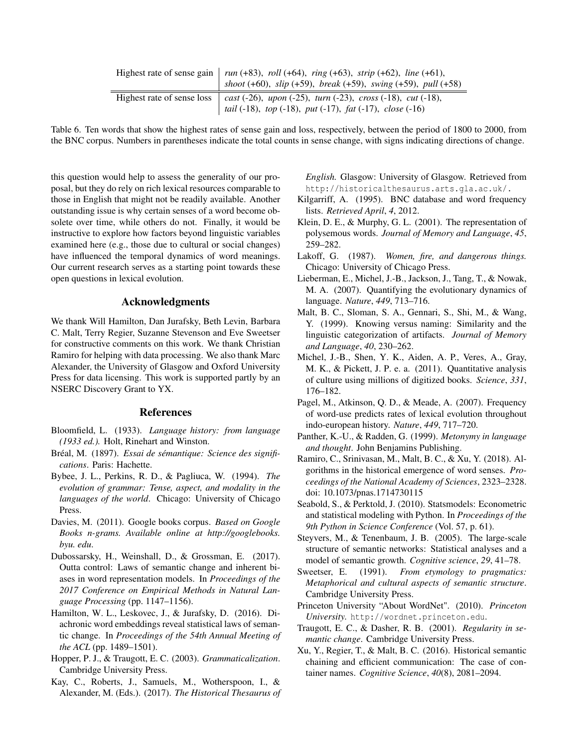| | |
|---|---|
| Highest rate of sense gain | *run* (+83), *roll* (+64), *ring* (+63), *strip* (+62), *line* (+61), *shoot* (+60), *slip* (+59), *break* (+59), *swing* (+59), *pull* (+58) |
| Highest rate of sense loss | *cast* (-26), *upon* (-25), *turn* (-23), *cross* (-18), *cut* (-18), *tail* (-18), *top* (-18), *put* (-17), *fat* (-17), *close* (-16) |

Table 6. Ten words that show the highest rates of sense gain and loss, respectively, between the period of 1800 to 2000, from the BNC corpus. Numbers in parentheses indicate the total counts in sense change, with signs indicating directions of change.

this question would help to assess the generality of our proposal, but they do rely on rich lexical resources comparable to those in English that might not be readily available. Another outstanding issue is why certain senses of a word become obsolete over time, while others do not. Finally, it would be instructive to explore how factors beyond linguistic variables examined here (e.g., those due to cultural or social changes) have influenced the temporal dynamics of word meanings. Our current research serves as a starting point towards these open questions in lexical evolution.

## Acknowledgments

We thank Will Hamilton, Dan Jurafsky, Beth Levin, Barbara C. Malt, Terry Regier, Suzanne Stevenson and Eve Sweetser for constructive comments on this work. We thank Christian Ramiro for helping with data processing. We also thank Marc Alexander, the University of Glasgow and Oxford University Press for data licensing. This work is supported partly by an NSERC Discovery Grant to YX.

## References

Bloomfield, L. (1933). *Language history: from language (1933 ed.).* Holt, Rinehart and Winston.

Bréal, M. (1897). *Essai de sémantique: Science des significations*. Paris: Hachette.

Bybee, J. L., Perkins, R. D., & Pagliuca, W. (1994). *The evolution of grammar: Tense, aspect, and modality in the languages of the world*. Chicago: University of Chicago Press.

Davies, M. (2011). Google books corpus. *Based on Google Books n-grams. Available online at http://googlebooks.byu.edu*.

Dubossarsky, H., Weinshall, D., & Grossman, E. (2017). Outta control: Laws of semantic change and inherent biases in word representation models. In *Proceedings of the 2017 Conference on Empirical Methods in Natural Language Processing* (pp. 1147–1156).

Hamilton, W. L., Leskovec, J., & Jurafsky, D. (2016). Diachronic word embeddings reveal statistical laws of semantic change. In *Proceedings of the 54th Annual Meeting of the ACL* (pp. 1489–1501).

Hopper, P. J., & Traugott, E. C. (2003). *Grammaticalization*. Cambridge University Press.

Kay, C., Roberts, J., Samuels, M., Wotherspoon, I., & Alexander, M. (Eds.). (2017). *The Historical Thesaurus of English.* Glasgow: University of Glasgow. Retrieved from http://historicalthesaurus.arts.gla.ac.uk/.

Kilgarriff, A. (1995). BNC database and word frequency lists. *Retrieved April*, *4*, 2012.

Klein, D. E., & Murphy, G. L. (2001). The representation of polysemous words. *Journal of Memory and Language*, *45*, 259–282.

Lakoff, G. (1987). *Women, fire, and dangerous things.* Chicago: University of Chicago Press.

Lieberman, E., Michel, J.-B., Jackson, J., Tang, T., & Nowak, M. A. (2007). Quantifying the evolutionary dynamics of language. *Nature*, *449*, 713–716.

Malt, B. C., Sloman, S. A., Gennari, S., Shi, M., & Wang, Y. (1999). Knowing versus naming: Similarity and the linguistic categorization of artifacts. *Journal of Memory and Language*, *40*, 230–262.

Michel, J.-B., Shen, Y. K., Aiden, A. P., Veres, A., Gray, M. K., & Pickett, J. P. e. a. (2011). Quantitative analysis of culture using millions of digitized books. *Science*, *331*, 176–182.

Pagel, M., Atkinson, Q. D., & Meade, A. (2007). Frequency of word-use predicts rates of lexical evolution throughout indo-european history. *Nature*, *449*, 717–720.

Panther, K.-U., & Radden, G. (1999). *Metonymy in language and thought*. John Benjamins Publishing.

Ramiro, C., Srinivasan, M., Malt, B. C., & Xu, Y. (2018). Algorithms in the historical emergence of word senses. *Proceedings of the National Academy of Sciences*, 2323–2328. doi: 10.1073/pnas.1714730115

Seabold, S., & Perktold, J. (2010). Statsmodels: Econometric and statistical modeling with Python. In *Proceedings of the 9th Python in Science Conference* (Vol. 57, p. 61).

Steyvers, M., & Tenenbaum, J. B. (2005). The large-scale structure of semantic networks: Statistical analyses and a model of semantic growth. *Cognitive science*, *29*, 41–78.

Sweetser, E. (1991). *From etymology to pragmatics: Metaphorical and cultural aspects of semantic structure*. Cambridge University Press.

Princeton University "About WordNet". (2010). *Princeton University.* http://wordnet.princeton.edu.

Traugott, E. C., & Dasher, R. B. (2001). *Regularity in semantic change*. Cambridge University Press.

Xu, Y., Regier, T., & Malt, B. C. (2016). Historical semantic chaining and efficient communication: The case of container names. *Cognitive Science*, *40*(8), 2081–2094.